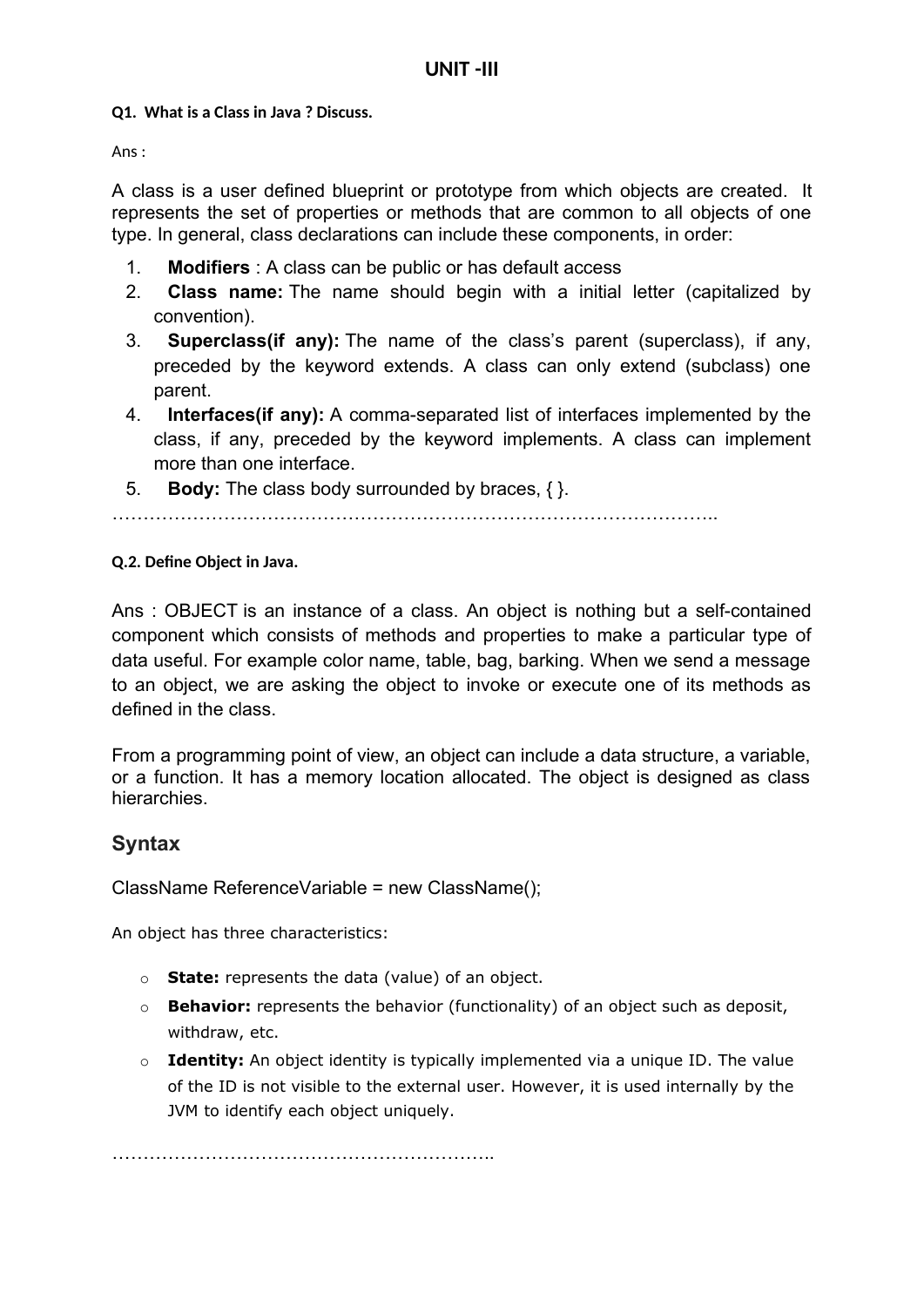# UNIT -III

**Q1. What is a Class in Java ? Discuss.**

Ans :

A class is a user defined blueprint or prototype from which objects are created. It represents the set of properties or methods that are common to all objects of one type. In general, class declarations can include these components, in order:

1. **Modifiers** : A class can be public or has default access
2. **Class name:** The name should begin with a initial letter (capitalized by convention).
3. **Superclass(if any):** The name of the class's parent (superclass), if any, preceded by the keyword extends. A class can only extend (subclass) one parent.
4. **Interfaces(if any):** A comma-separated list of interfaces implemented by the class, if any, preceded by the keyword implements. A class can implement more than one interface.
5. **Body:** The class body surrounded by braces, { }.

………………………………………………………………………………………..

**Q.2. Define Object in Java.**

Ans : OBJECT is an instance of a class. An object is nothing but a self-contained component which consists of methods and properties to make a particular type of data useful. For example color name, table, bag, barking. When we send a message to an object, we are asking the object to invoke or execute one of its methods as defined in the class.

From a programming point of view, an object can include a data structure, a variable, or a function. It has a memory location allocated. The object is designed as class hierarchies.

## Syntax

ClassName ReferenceVariable = new ClassName();

An object has three characteristics:

- **State:** represents the data (value) of an object.
- **Behavior:** represents the behavior (functionality) of an object such as deposit, withdraw, etc.
- **Identity:** An object identity is typically implemented via a unique ID. The value of the ID is not visible to the external user. However, it is used internally by the JVM to identify each object uniquely.

……………………………………………………..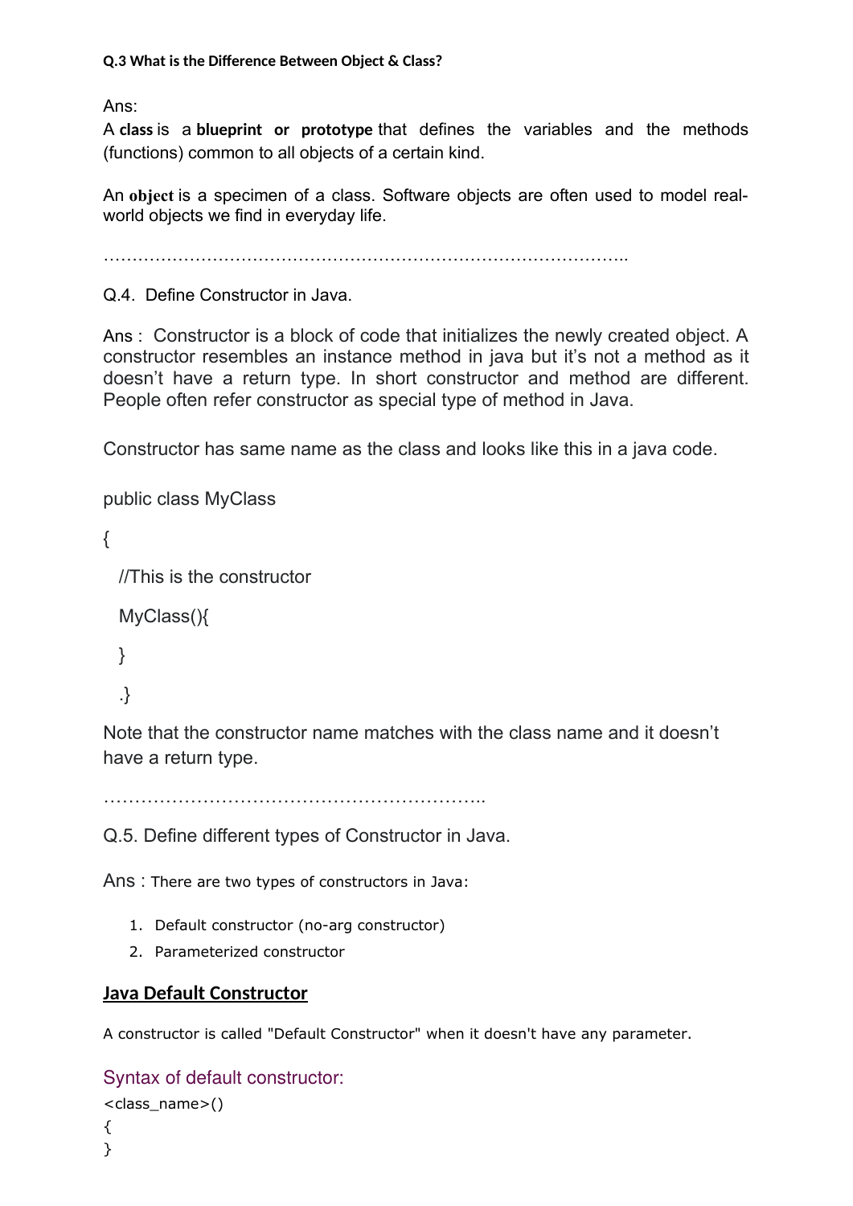**Q.3 What is the Difference Between Object & Class?**

Ans:

A **class** is a **blueprint or prototype** that defines the variables and the methods (functions) common to all objects of a certain kind.

An **object** is a specimen of a class. Software objects are often used to model real-world objects we find in everyday life.

……………………………………………………………………………………..

Q.4. Define Constructor in Java.

Ans : Constructor is a block of code that initializes the newly created object. A constructor resembles an instance method in java but it's not a method as it doesn't have a return type. In short constructor and method are different. People often refer constructor as special type of method in Java.

Constructor has same name as the class and looks like this in a java code.

```
public class MyClass

{

  //This is the constructor

  MyClass(){

  }

  .}
```

Note that the constructor name matches with the class name and it doesn't have a return type.

……………………………………………………………..

Q.5. Define different types of Constructor in Java.

Ans : There are two types of constructors in Java:

1. Default constructor (no-arg constructor)
2. Parameterized constructor

**Java Default Constructor**

A constructor is called "Default Constructor" when it doesn't have any parameter.

Syntax of default constructor:

```
<class_name>()
{
}
```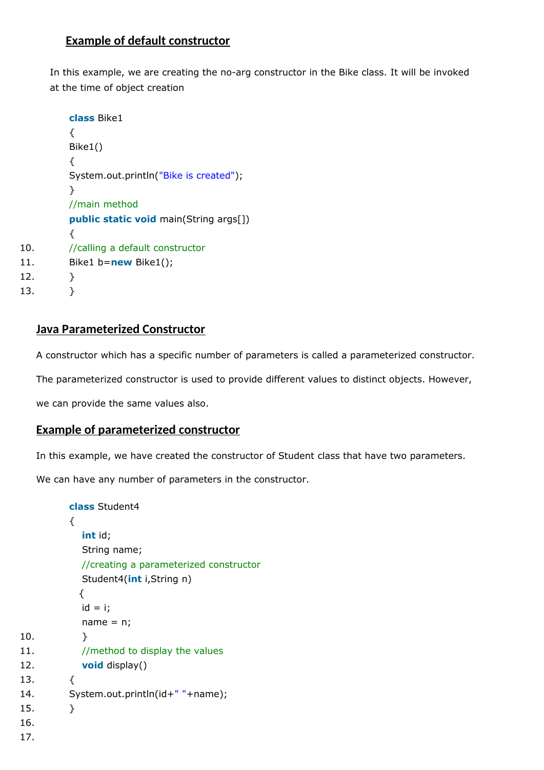### Example of default constructor

In this example, we are creating the no-arg constructor in the Bike class. It will be invoked at the time of object creation

```
class Bike1
{
Bike1()
{
System.out.println("Bike is created");
}
//main method
public static void main(String args[])
{
//calling a default constructor
Bike1 b=new Bike1();
}
}
```

## Java Parameterized Constructor

A constructor which has a specific number of parameters is called a parameterized constructor.

The parameterized constructor is used to provide different values to distinct objects. However, we can provide the same values also.

## Example of parameterized constructor

In this example, we have created the constructor of Student class that have two parameters. We can have any number of parameters in the constructor.

```
class Student4
{
   int id;
   String name;
   //creating a parameterized constructor
   Student4(int i,String n)
  {
   id = i;
   name = n;
   }
   //method to display the values
   void display()
{
System.out.println(id+" "+name);
}
```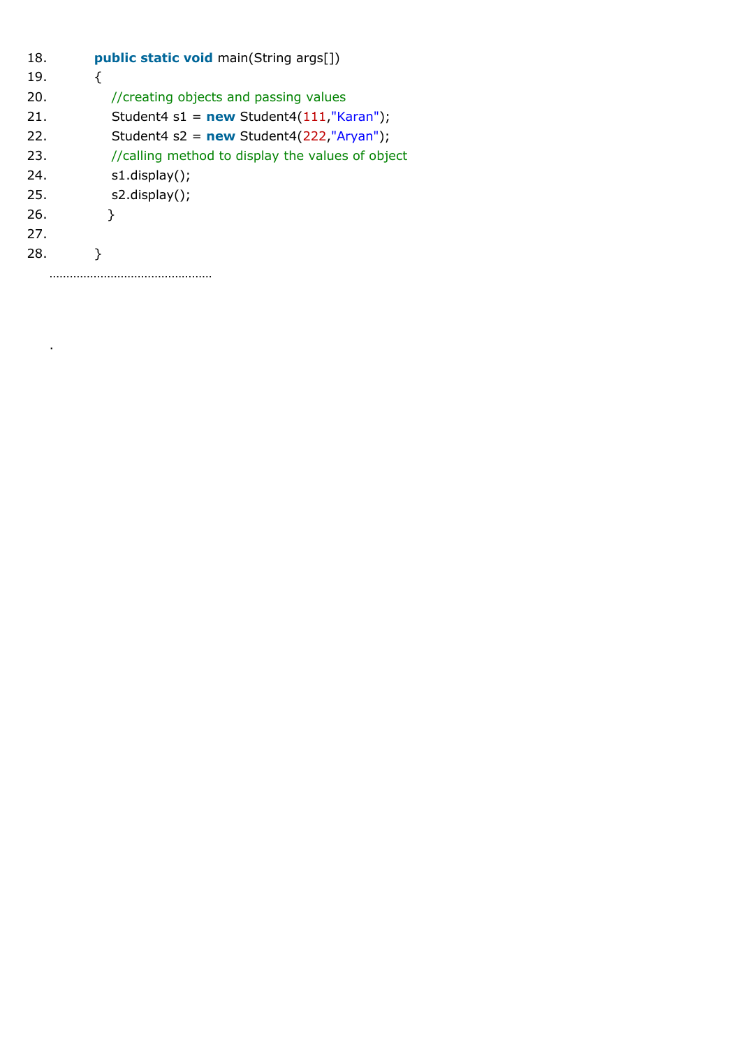```
18.         public static void main(String args[])
19.         {
20.             //creating objects and passing values
21.             Student4 s1 = new Student4(111,"Karan");
22.             Student4 s2 = new Student4(222,"Aryan");
23.             //calling method to display the values of object
24.             s1.display();
25.             s2.display();
26.            }
27.
28.         }
```

…………………………………………

.